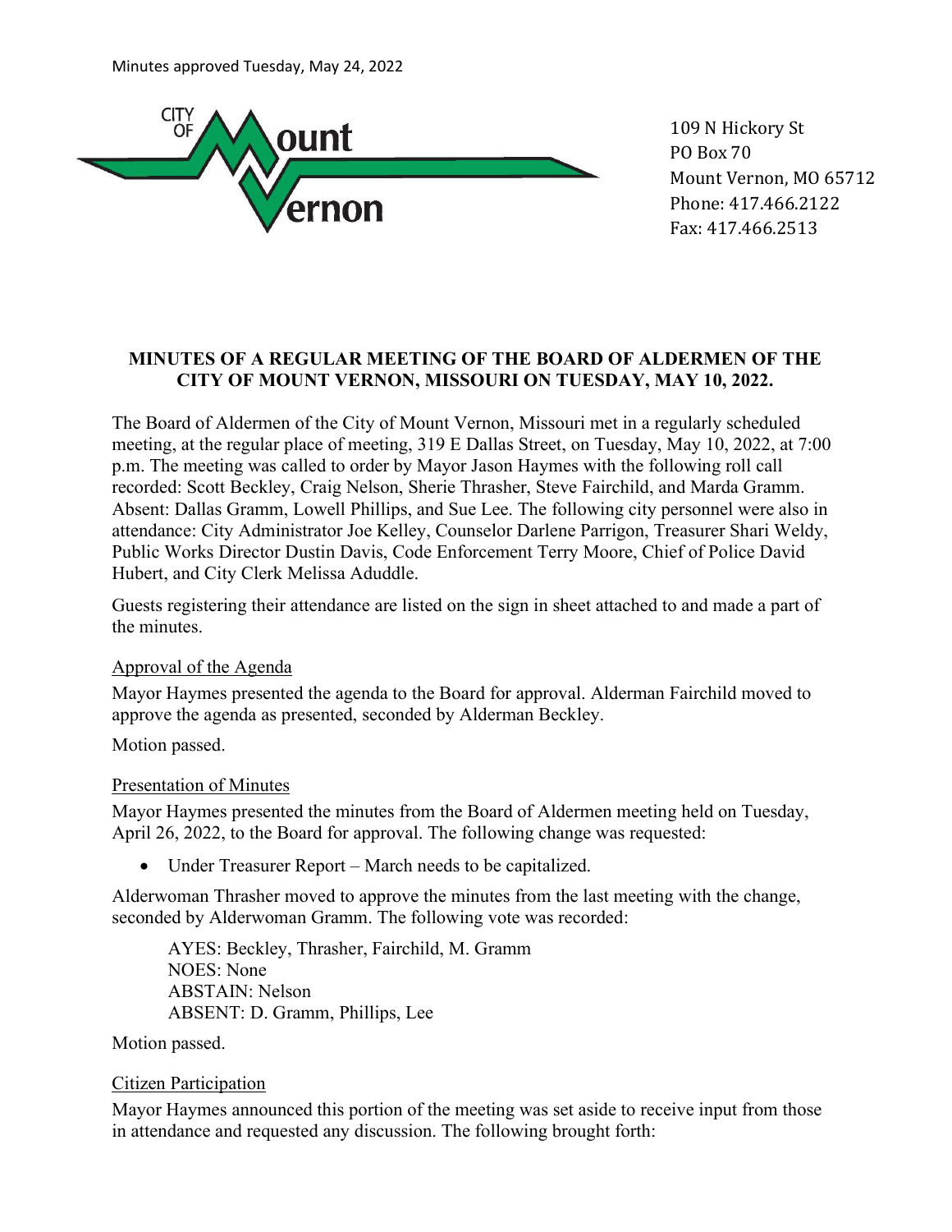Minutes approved Tuesday, May 24, 2022

CITY OF Mount Vernon

109 N Hickory St
PO Box 70
Mount Vernon, MO 65712
Phone: 417.466.2122
Fax: 417.466.2513

**MINUTES OF A REGULAR MEETING OF THE BOARD OF ALDERMEN OF THE CITY OF MOUNT VERNON, MISSOURI ON TUESDAY, MAY 10, 2022.**

The Board of Aldermen of the City of Mount Vernon, Missouri met in a regularly scheduled meeting, at the regular place of meeting, 319 E Dallas Street, on Tuesday, May 10, 2022, at 7:00 p.m. The meeting was called to order by Mayor Jason Haymes with the following roll call recorded: Scott Beckley, Craig Nelson, Sherie Thrasher, Steve Fairchild, and Marda Gramm. Absent: Dallas Gramm, Lowell Phillips, and Sue Lee. The following city personnel were also in attendance: City Administrator Joe Kelley, Counselor Darlene Parrigon, Treasurer Shari Weldy, Public Works Director Dustin Davis, Code Enforcement Terry Moore, Chief of Police David Hubert, and City Clerk Melissa Aduddle.

Guests registering their attendance are listed on the sign in sheet attached to and made a part of the minutes.

Approval of the Agenda

Mayor Haymes presented the agenda to the Board for approval. Alderman Fairchild moved to approve the agenda as presented, seconded by Alderman Beckley.

Motion passed.

Presentation of Minutes

Mayor Haymes presented the minutes from the Board of Aldermen meeting held on Tuesday, April 26, 2022, to the Board for approval. The following change was requested:

- Under Treasurer Report – March needs to be capitalized.

Alderwoman Thrasher moved to approve the minutes from the last meeting with the change, seconded by Alderwoman Gramm. The following vote was recorded:

AYES: Beckley, Thrasher, Fairchild, M. Gramm
NOES: None
ABSTAIN: Nelson
ABSENT: D. Gramm, Phillips, Lee

Motion passed.

Citizen Participation

Mayor Haymes announced this portion of the meeting was set aside to receive input from those in attendance and requested any discussion. The following brought forth: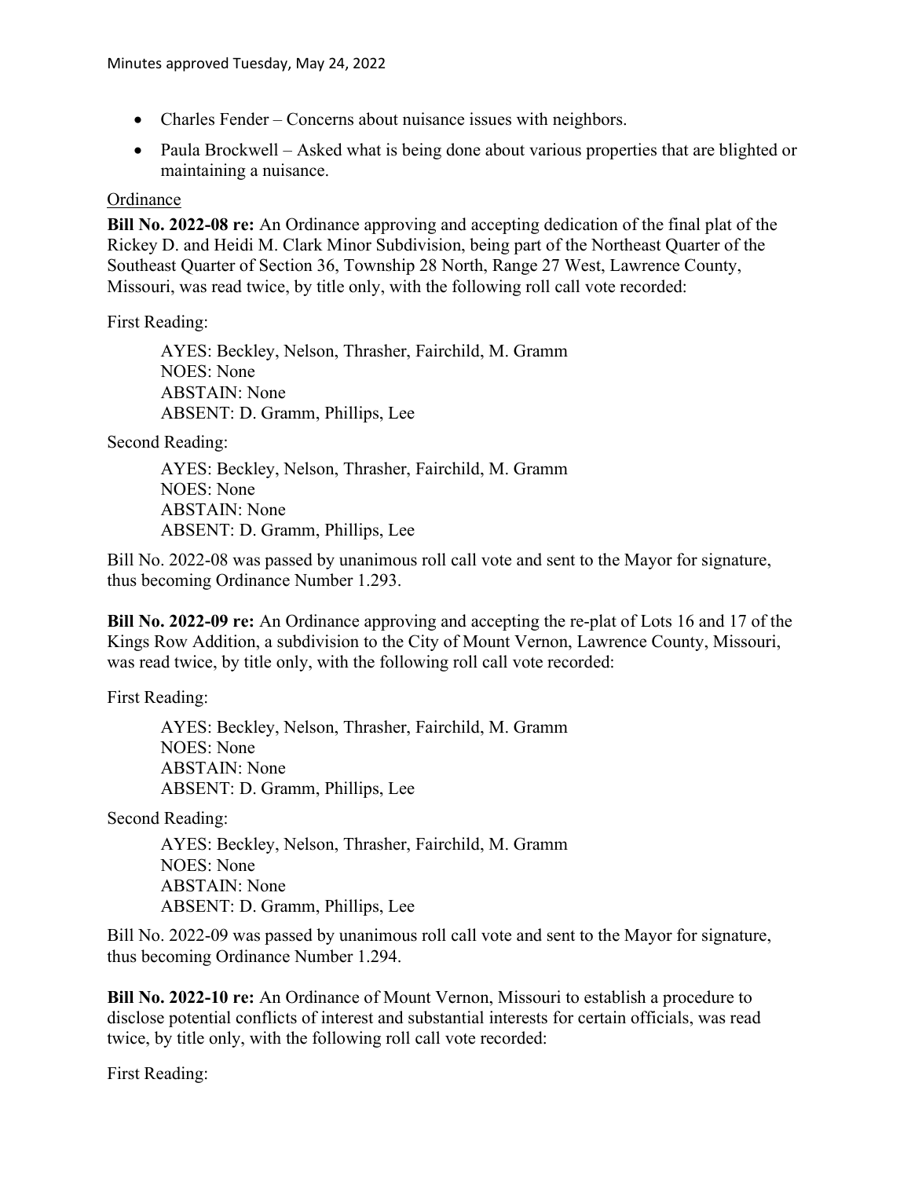- Charles Fender – Concerns about nuisance issues with neighbors.
- Paula Brockwell – Asked what is being done about various properties that are blighted or maintaining a nuisance.

Ordinance

**Bill No. 2022-08 re:** An Ordinance approving and accepting dedication of the final plat of the Rickey D. and Heidi M. Clark Minor Subdivision, being part of the Northeast Quarter of the Southeast Quarter of Section 36, Township 28 North, Range 27 West, Lawrence County, Missouri, was read twice, by title only, with the following roll call vote recorded:

First Reading:

AYES: Beckley, Nelson, Thrasher, Fairchild, M. Gramm
NOES: None
ABSTAIN: None
ABSENT: D. Gramm, Phillips, Lee

Second Reading:

AYES: Beckley, Nelson, Thrasher, Fairchild, M. Gramm
NOES: None
ABSTAIN: None
ABSENT: D. Gramm, Phillips, Lee

Bill No. 2022-08 was passed by unanimous roll call vote and sent to the Mayor for signature, thus becoming Ordinance Number 1.293.

**Bill No. 2022-09 re:** An Ordinance approving and accepting the re-plat of Lots 16 and 17 of the Kings Row Addition, a subdivision to the City of Mount Vernon, Lawrence County, Missouri, was read twice, by title only, with the following roll call vote recorded:

First Reading:

AYES: Beckley, Nelson, Thrasher, Fairchild, M. Gramm
NOES: None
ABSTAIN: None
ABSENT: D. Gramm, Phillips, Lee

Second Reading:

AYES: Beckley, Nelson, Thrasher, Fairchild, M. Gramm
NOES: None
ABSTAIN: None
ABSENT: D. Gramm, Phillips, Lee

Bill No. 2022-09 was passed by unanimous roll call vote and sent to the Mayor for signature, thus becoming Ordinance Number 1.294.

**Bill No. 2022-10 re:** An Ordinance of Mount Vernon, Missouri to establish a procedure to disclose potential conflicts of interest and substantial interests for certain officials, was read twice, by title only, with the following roll call vote recorded:

First Reading: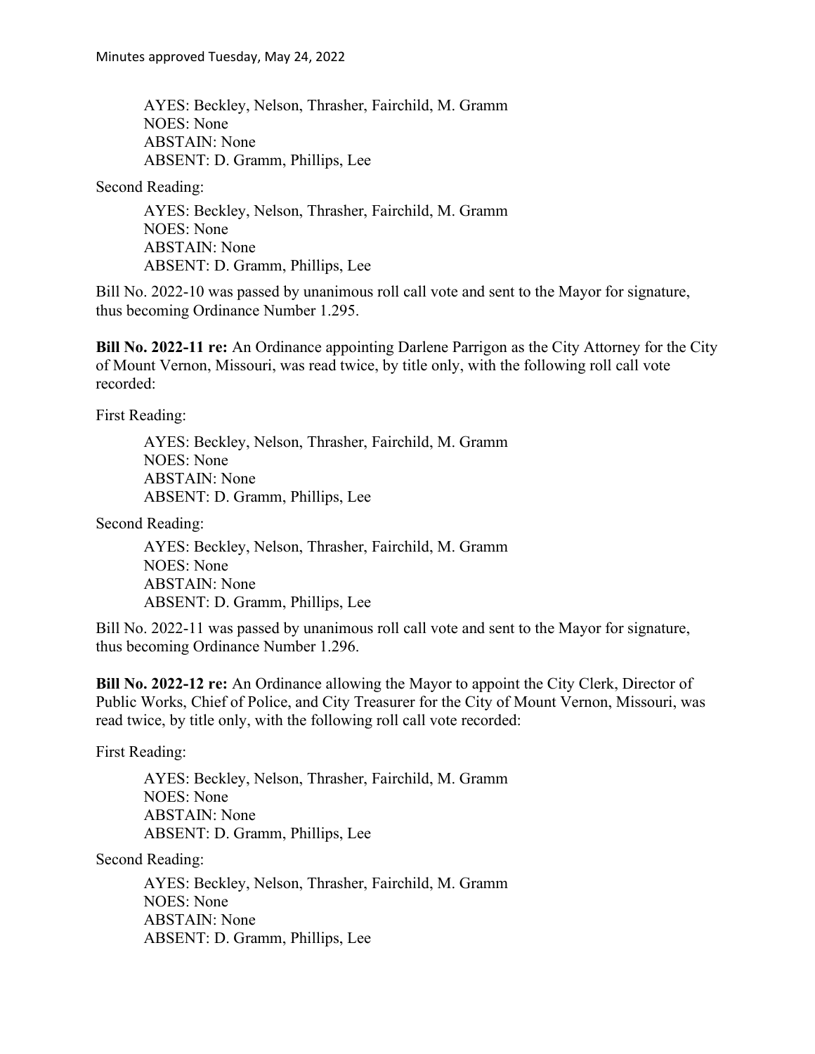AYES: Beckley, Nelson, Thrasher, Fairchild, M. Gramm
NOES: None
ABSTAIN: None
ABSENT: D. Gramm, Phillips, Lee

Second Reading:

AYES: Beckley, Nelson, Thrasher, Fairchild, M. Gramm
NOES: None
ABSTAIN: None
ABSENT: D. Gramm, Phillips, Lee

Bill No. 2022-10 was passed by unanimous roll call vote and sent to the Mayor for signature, thus becoming Ordinance Number 1.295.

**Bill No. 2022-11 re:** An Ordinance appointing Darlene Parrigon as the City Attorney for the City of Mount Vernon, Missouri, was read twice, by title only, with the following roll call vote recorded:

First Reading:

AYES: Beckley, Nelson, Thrasher, Fairchild, M. Gramm
NOES: None
ABSTAIN: None
ABSENT: D. Gramm, Phillips, Lee

Second Reading:

AYES: Beckley, Nelson, Thrasher, Fairchild, M. Gramm
NOES: None
ABSTAIN: None
ABSENT: D. Gramm, Phillips, Lee

Bill No. 2022-11 was passed by unanimous roll call vote and sent to the Mayor for signature, thus becoming Ordinance Number 1.296.

**Bill No. 2022-12 re:** An Ordinance allowing the Mayor to appoint the City Clerk, Director of Public Works, Chief of Police, and City Treasurer for the City of Mount Vernon, Missouri, was read twice, by title only, with the following roll call vote recorded:

First Reading:

AYES: Beckley, Nelson, Thrasher, Fairchild, M. Gramm
NOES: None
ABSTAIN: None
ABSENT: D. Gramm, Phillips, Lee

Second Reading:

AYES: Beckley, Nelson, Thrasher, Fairchild, M. Gramm
NOES: None
ABSTAIN: None
ABSENT: D. Gramm, Phillips, Lee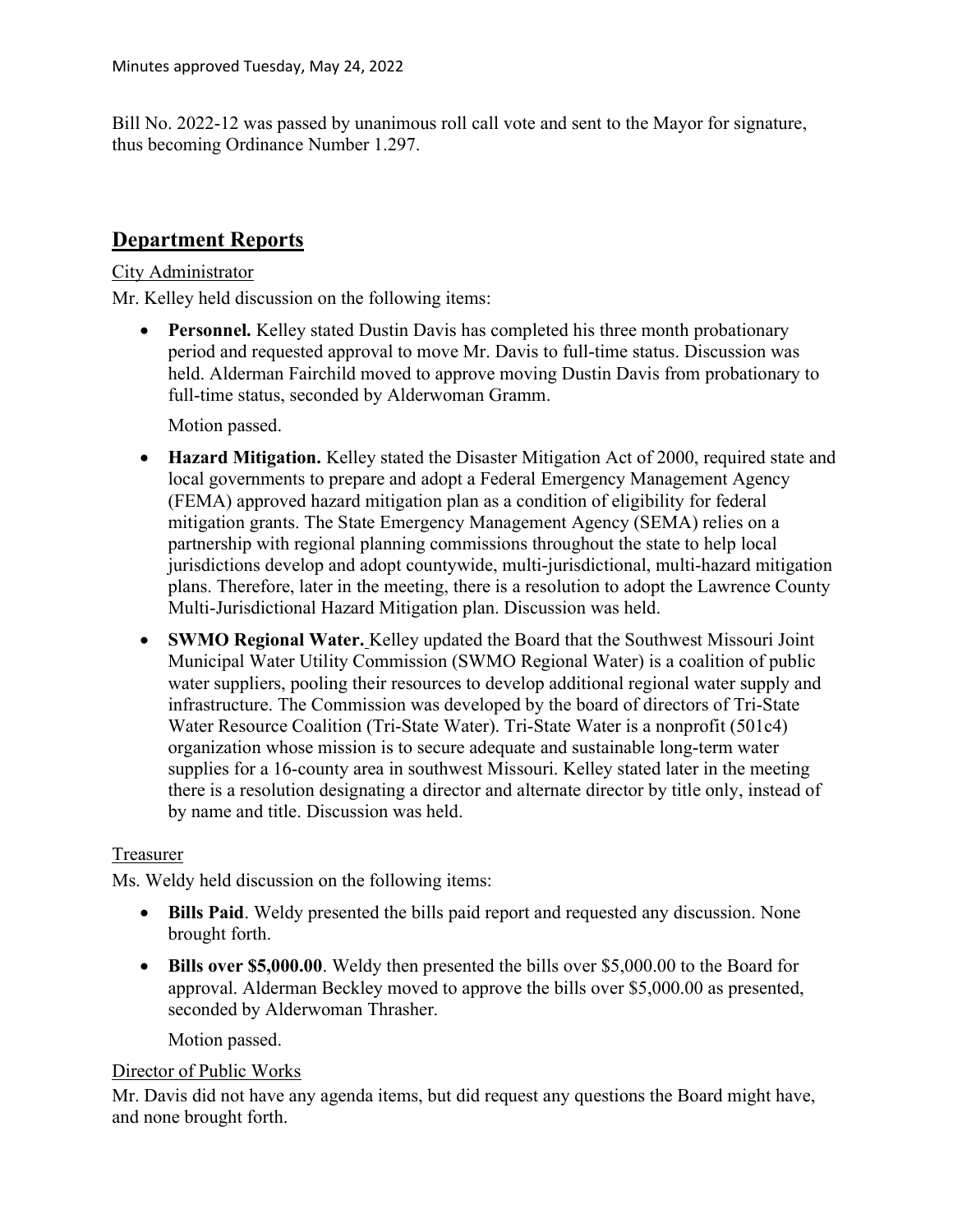Bill No. 2022-12 was passed by unanimous roll call vote and sent to the Mayor for signature, thus becoming Ordinance Number 1.297.

## Department Reports

City Administrator

Mr. Kelley held discussion on the following items:

- **Personnel.** Kelley stated Dustin Davis has completed his three month probationary period and requested approval to move Mr. Davis to full-time status. Discussion was held. Alderman Fairchild moved to approve moving Dustin Davis from probationary to full-time status, seconded by Alderwoman Gramm.

  Motion passed.

- **Hazard Mitigation.** Kelley stated the Disaster Mitigation Act of 2000, required state and local governments to prepare and adopt a Federal Emergency Management Agency (FEMA) approved hazard mitigation plan as a condition of eligibility for federal mitigation grants. The State Emergency Management Agency (SEMA) relies on a partnership with regional planning commissions throughout the state to help local jurisdictions develop and adopt countywide, multi-jurisdictional, multi-hazard mitigation plans. Therefore, later in the meeting, there is a resolution to adopt the Lawrence County Multi-Jurisdictional Hazard Mitigation plan. Discussion was held.

- **SWMO Regional Water.** Kelley updated the Board that the Southwest Missouri Joint Municipal Water Utility Commission (SWMO Regional Water) is a coalition of public water suppliers, pooling their resources to develop additional regional water supply and infrastructure. The Commission was developed by the board of directors of Tri-State Water Resource Coalition (Tri-State Water). Tri-State Water is a nonprofit (501c4) organization whose mission is to secure adequate and sustainable long-term water supplies for a 16-county area in southwest Missouri. Kelley stated later in the meeting there is a resolution designating a director and alternate director by title only, instead of by name and title. Discussion was held.

Treasurer

Ms. Weldy held discussion on the following items:

- **Bills Paid**. Weldy presented the bills paid report and requested any discussion. None brought forth.

- **Bills over $5,000.00**. Weldy then presented the bills over $5,000.00 to the Board for approval. Alderman Beckley moved to approve the bills over $5,000.00 as presented, seconded by Alderwoman Thrasher.

  Motion passed.

Director of Public Works

Mr. Davis did not have any agenda items, but did request any questions the Board might have, and none brought forth.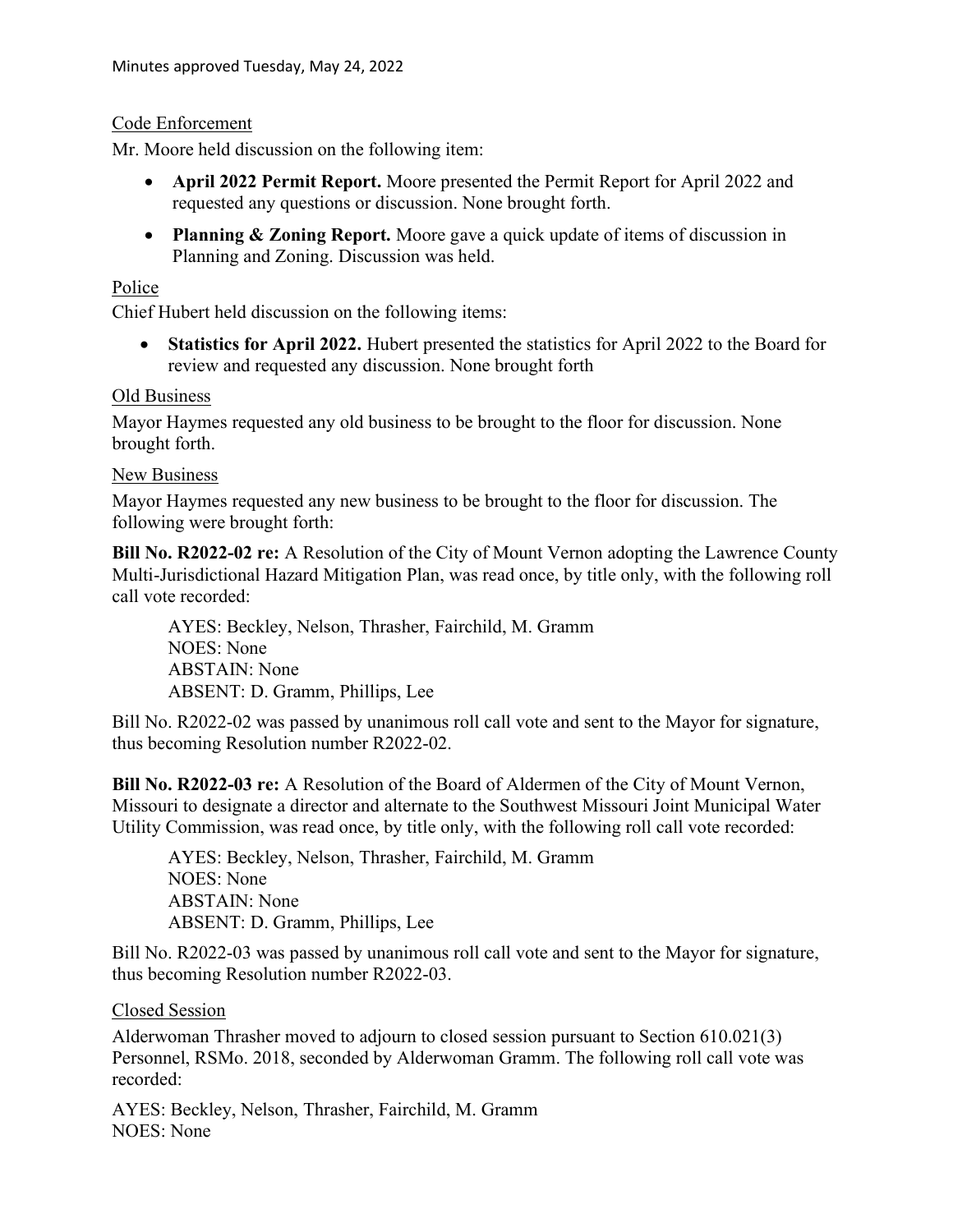Code Enforcement

Mr. Moore held discussion on the following item:

- **April 2022 Permit Report.** Moore presented the Permit Report for April 2022 and requested any questions or discussion. None brought forth.
- **Planning & Zoning Report.** Moore gave a quick update of items of discussion in Planning and Zoning. Discussion was held.

Police

Chief Hubert held discussion on the following items:

- **Statistics for April 2022.** Hubert presented the statistics for April 2022 to the Board for review and requested any discussion. None brought forth

Old Business

Mayor Haymes requested any old business to be brought to the floor for discussion. None brought forth.

New Business

Mayor Haymes requested any new business to be brought to the floor for discussion. The following were brought forth:

**Bill No. R2022-02 re:** A Resolution of the City of Mount Vernon adopting the Lawrence County Multi-Jurisdictional Hazard Mitigation Plan, was read once, by title only, with the following roll call vote recorded:

AYES: Beckley, Nelson, Thrasher, Fairchild, M. Gramm
NOES: None
ABSTAIN: None
ABSENT: D. Gramm, Phillips, Lee

Bill No. R2022-02 was passed by unanimous roll call vote and sent to the Mayor for signature, thus becoming Resolution number R2022-02.

**Bill No. R2022-03 re:** A Resolution of the Board of Aldermen of the City of Mount Vernon, Missouri to designate a director and alternate to the Southwest Missouri Joint Municipal Water Utility Commission, was read once, by title only, with the following roll call vote recorded:

AYES: Beckley, Nelson, Thrasher, Fairchild, M. Gramm
NOES: None
ABSTAIN: None
ABSENT: D. Gramm, Phillips, Lee

Bill No. R2022-03 was passed by unanimous roll call vote and sent to the Mayor for signature, thus becoming Resolution number R2022-03.

Closed Session

Alderwoman Thrasher moved to adjourn to closed session pursuant to Section 610.021(3) Personnel, RSMo. 2018, seconded by Alderwoman Gramm. The following roll call vote was recorded:

AYES: Beckley, Nelson, Thrasher, Fairchild, M. Gramm
NOES: None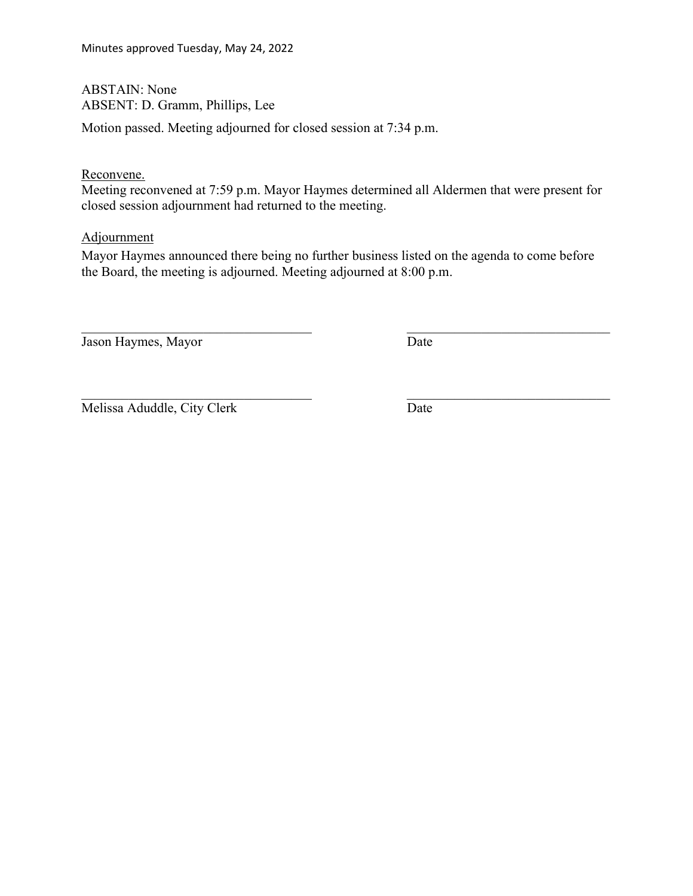ABSTAIN: None
ABSENT: D. Gramm, Phillips, Lee

Motion passed. Meeting adjourned for closed session at 7:34 p.m.

Reconvene.

Meeting reconvened at 7:59 p.m. Mayor Haymes determined all Aldermen that were present for closed session adjournment had returned to the meeting.

Adjournment

Mayor Haymes announced there being no further business listed on the agenda to come before the Board, the meeting is adjourned. Meeting adjourned at 8:00 p.m.

\_\_\_\_\_\_\_\_\_\_\_\_\_\_\_\_\_\_\_\_\_\_\_\_\_\_\_\_\_\_\_\_\_\_ \_\_\_\_\_\_\_\_\_\_\_\_\_\_\_\_\_\_\_\_\_\_\_\_\_\_\_\_\_\_\_
Jason Haymes, Mayor Date

\_\_\_\_\_\_\_\_\_\_\_\_\_\_\_\_\_\_\_\_\_\_\_\_\_\_\_\_\_\_\_\_\_\_ \_\_\_\_\_\_\_\_\_\_\_\_\_\_\_\_\_\_\_\_\_\_\_\_\_\_\_\_\_\_\_
Melissa Aduddle, City Clerk Date